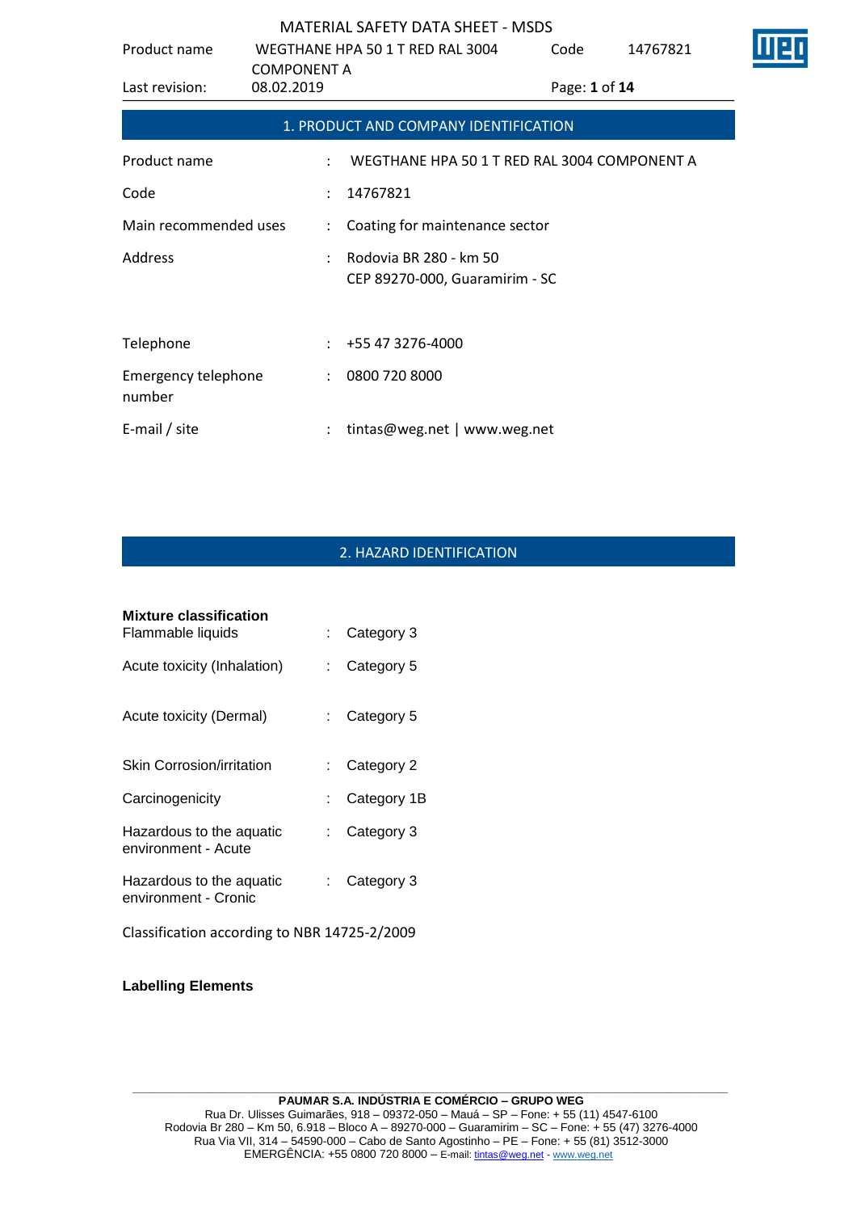# MATERIAL SAFETY DATA SHEET - MSDS

## 1. PRODUCT AND COMPANY IDENTIFICATION

| | | |
|---|---|---|
| Product name | : | WEGTHANE HPA 50 1 T RED RAL 3004 COMPONENT A |
| Code | : | 14767821 |
| Main recommended uses | : | Coating for maintenance sector |
| Address | : | Rodovia BR 280 - km 50<br>CEP 89270-000, Guaramirim - SC |
| Telephone | : | +55 47 3276-4000 |
| Emergency telephone number | : | 0800 720 8000 |
| E-mail / site | : | tintas@weg.net \| www.weg.net |

## 2. HAZARD IDENTIFICATION

**Mixture classification**

| | | |
|---|---|---|
| Flammable liquids | : | Category 3 |
| Acute toxicity (Inhalation) | : | Category 5 |
| Acute toxicity (Dermal) | : | Category 5 |
| Skin Corrosion/irritation | : | Category 2 |
| Carcinogenicity | : | Category 1B |
| Hazardous to the aquatic environment - Acute | : | Category 3 |
| Hazardous to the aquatic environment - Cronic | : | Category 3 |

Classification according to NBR 14725-2/2009

**Labelling Elements**

**PAUMAR S.A. INDÚSTRIA E COMÉRCIO – GRUPO WEG**
Rua Dr. Ulisses Guimarães, 918 – 09372-050 – Mauá – SP – Fone: + 55 (11) 4547-6100
Rodovia Br 280 – Km 50, 6.918 – Bloco A – 89270-000 – Guaramirim – SC – Fone: + 55 (47) 3276-4000
Rua Via VII, 314 – 54590-000 – Cabo de Santo Agostinho – PE – Fone: + 55 (81) 3512-3000
EMERGÊNCIA: +55 0800 720 8000 – E-mail: tintas@weg.net - www.weg.net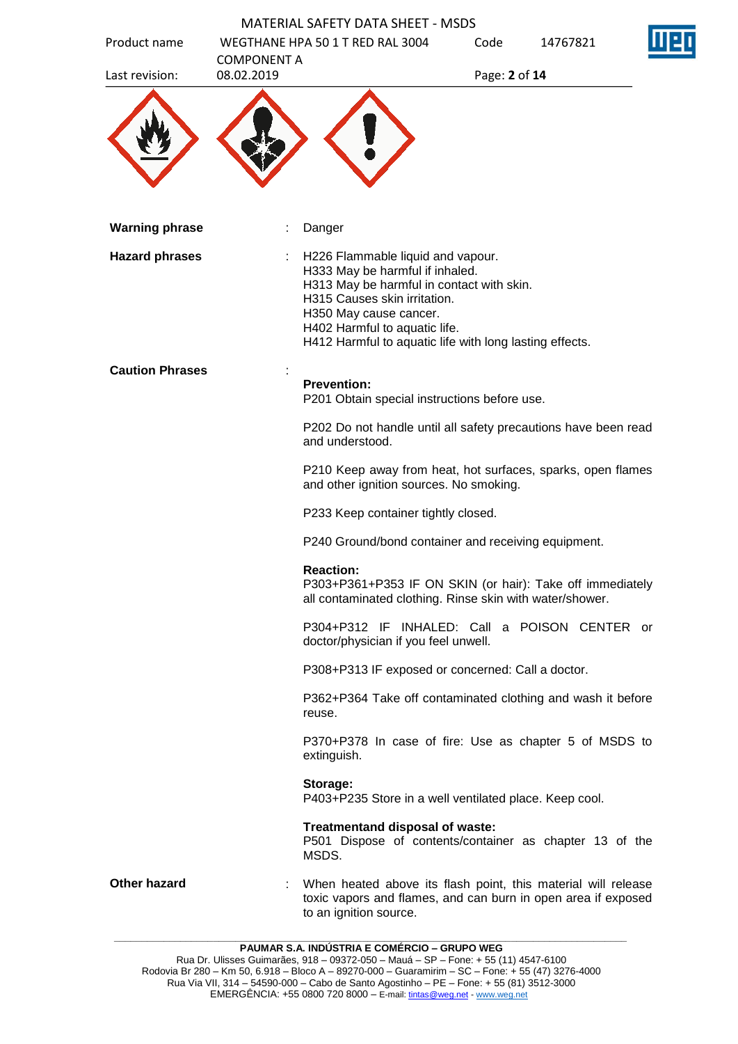| | | |
|---|---|---|
| **Warning phrase** | : | Danger |
| **Hazard phrases** | : | H226 Flammable liquid and vapour.<br>H333 May be harmful if inhaled.<br>H313 May be harmful in contact with skin.<br>H315 Causes skin irritation.<br>H350 May cause cancer.<br>H402 Harmful to aquatic life.<br>H412 Harmful to aquatic life with long lasting effects. |
| **Caution Phrases** | : | **Prevention:**<br>P201 Obtain special instructions before use.<br><br>P202 Do not handle until all safety precautions have been read and understood.<br><br>P210 Keep away from heat, hot surfaces, sparks, open flames and other ignition sources. No smoking.<br><br>P233 Keep container tightly closed.<br><br>P240 Ground/bond container and receiving equipment.<br><br>**Reaction:**<br>P303+P361+P353 IF ON SKIN (or hair): Take off immediately all contaminated clothing. Rinse skin with water/shower.<br><br>P304+P312 IF INHALED: Call a POISON CENTER or doctor/physician if you feel unwell.<br><br>P308+P313 IF exposed or concerned: Call a doctor.<br><br>P362+P364 Take off contaminated clothing and wash it before reuse.<br><br>P370+P378 In case of fire: Use as chapter 5 of MSDS to extinguish.<br><br>**Storage:**<br>P403+P235 Store in a well ventilated place. Keep cool.<br><br>**Treatmentand disposal of waste:**<br>P501 Dispose of contents/container as chapter 13 of the MSDS. |
| **Other hazard** | : | When heated above its flash point, this material will release toxic vapors and flames, and can burn in open area if exposed to an ignition source. |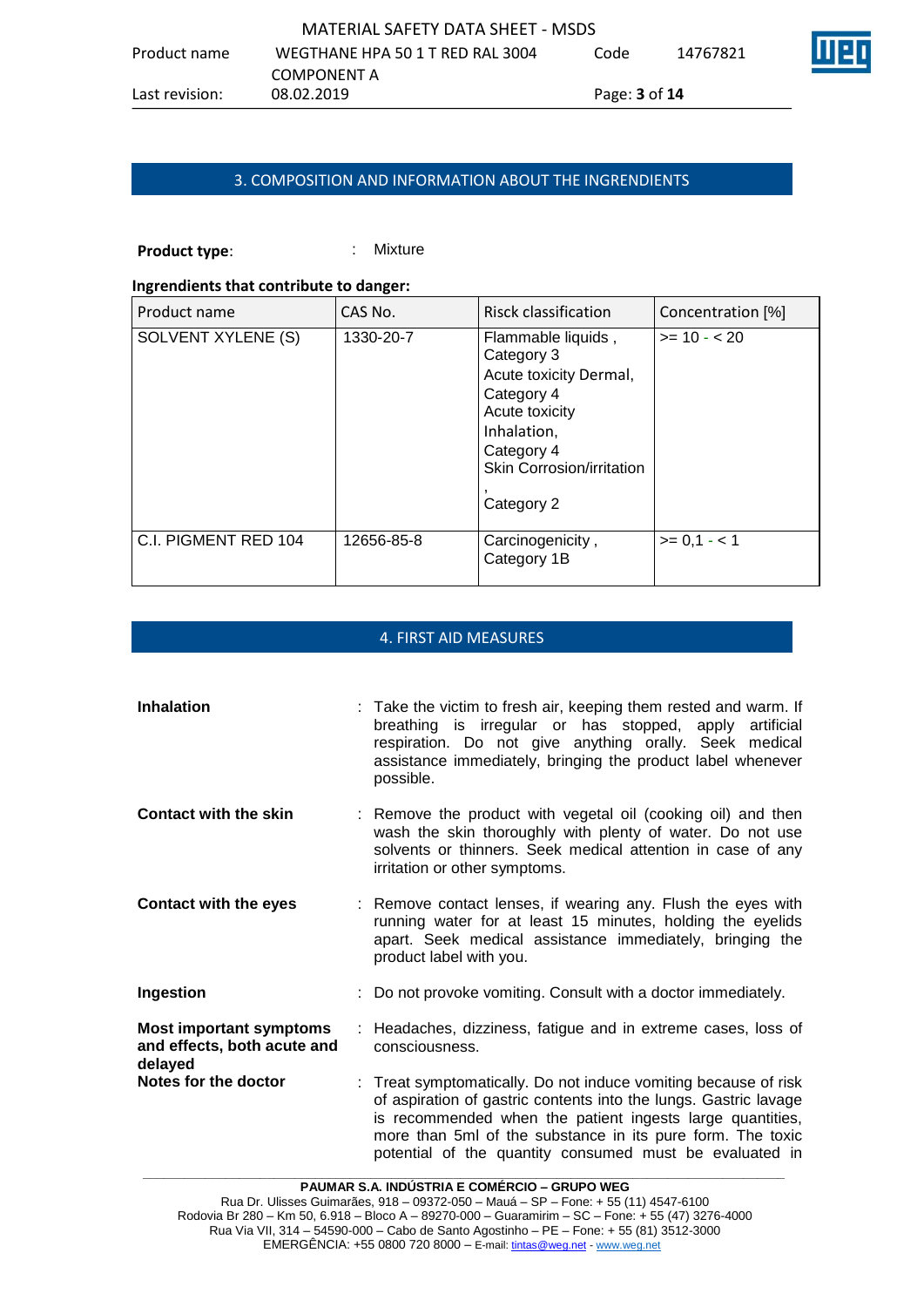## 3. COMPOSITION AND INFORMATION ABOUT THE INGRENDIENTS

**Product type**: : Mixture

**Ingrendients that contribute to danger:**

| Product name | CAS No. | Risck classification | Concentration [%] |
|---|---|---|---|
| SOLVENT XYLENE (S) | 1330-20-7 | Flammable liquids , Category 3<br>Acute toxicity Dermal, Category 4<br>Acute toxicity Inhalation, Category 4<br>Skin Corrosion/irritation , Category 2 | >= 10 - < 20 |
| C.I. PIGMENT RED 104 | 12656-85-8 | Carcinogenicity , Category 1B | >= 0,1 - < 1 |

## 4. FIRST AID MEASURES

**Inhalation** : Take the victim to fresh air, keeping them rested and warm. If breathing is irregular or has stopped, apply artificial respiration. Do not give anything orally. Seek medical assistance immediately, bringing the product label whenever possible.

**Contact with the skin** : Remove the product with vegetal oil (cooking oil) and then wash the skin thoroughly with plenty of water. Do not use solvents or thinners. Seek medical attention in case of any irritation or other symptoms.

**Contact with the eyes** : Remove contact lenses, if wearing any. Flush the eyes with running water for at least 15 minutes, holding the eyelids apart. Seek medical assistance immediately, bringing the product label with you.

**Ingestion** : Do not provoke vomiting. Consult with a doctor immediately.

**Most important symptoms and effects, both acute and delayed** : Headaches, dizziness, fatigue and in extreme cases, loss of consciousness.

**Notes for the doctor** : Treat symptomatically. Do not induce vomiting because of risk of aspiration of gastric contents into the lungs. Gastric lavage is recommended when the patient ingests large quantities, more than 5ml of the substance in its pure form. The toxic potential of the quantity consumed must be evaluated in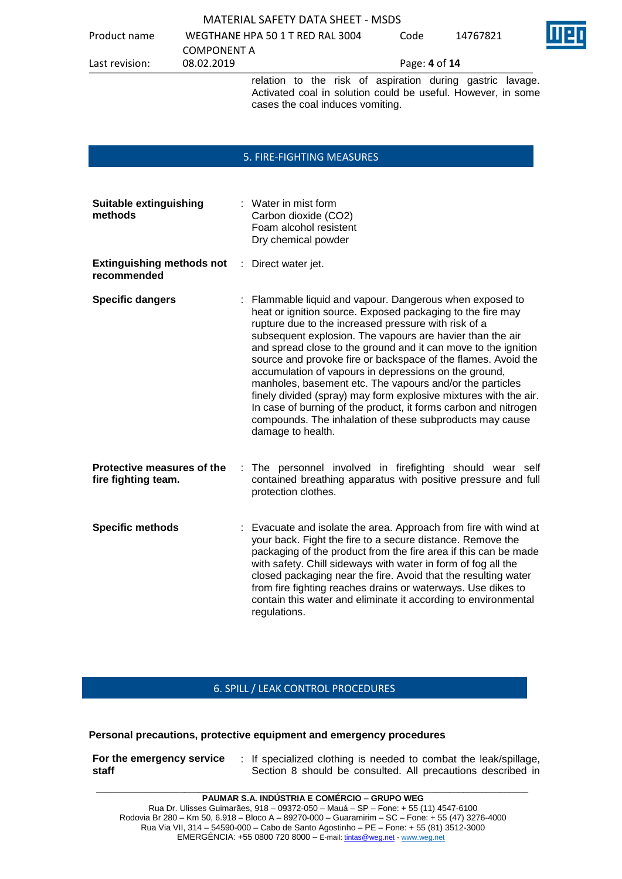relation to the risk of aspiration during gastric lavage. Activated coal in solution could be useful. However, in some cases the coal induces vomiting.

## 5. FIRE-FIGHTING MEASURES

**Suitable extinguishing methods** : Water in mist form
Carbon dioxide ($CO_2$)
Foam alcohol resistent
Dry chemical powder

**Extinguishing methods not recommended** : Direct water jet.

**Specific dangers** : Flammable liquid and vapour. Dangerous when exposed to heat or ignition source. Exposed packaging to the fire may rupture due to the increased pressure with risk of a subsequent explosion. The vapours are havier than the air and spread close to the ground and it can move to the ignition source and provoke fire or backspace of the flames. Avoid the accumulation of vapours in depressions on the ground, manholes, basement etc. The vapours and/or the particles finely divided (spray) may form explosive mixtures with the air. In case of burning of the product, it forms carbon and nitrogen compounds. The inhalation of these subproducts may cause damage to health.

**Protective measures of the fire fighting team.** : The personnel involved in firefighting should wear self contained breathing apparatus with positive pressure and full protection clothes.

**Specific methods** : Evacuate and isolate the area. Approach from fire with wind at your back. Fight the fire to a secure distance. Remove the packaging of the product from the fire area if this can be made with safety. Chill sideways with water in form of fog all the closed packaging near the fire. Avoid that the resulting water from fire fighting reaches drains or waterways. Use dikes to contain this water and eliminate it according to environmental regulations.

## 6. SPILL / LEAK CONTROL PROCEDURES

### Personal precautions, protective equipment and emergency procedures

**For the emergency service staff** : If specialized clothing is needed to combat the leak/spillage, Section 8 should be consulted. All precautions described in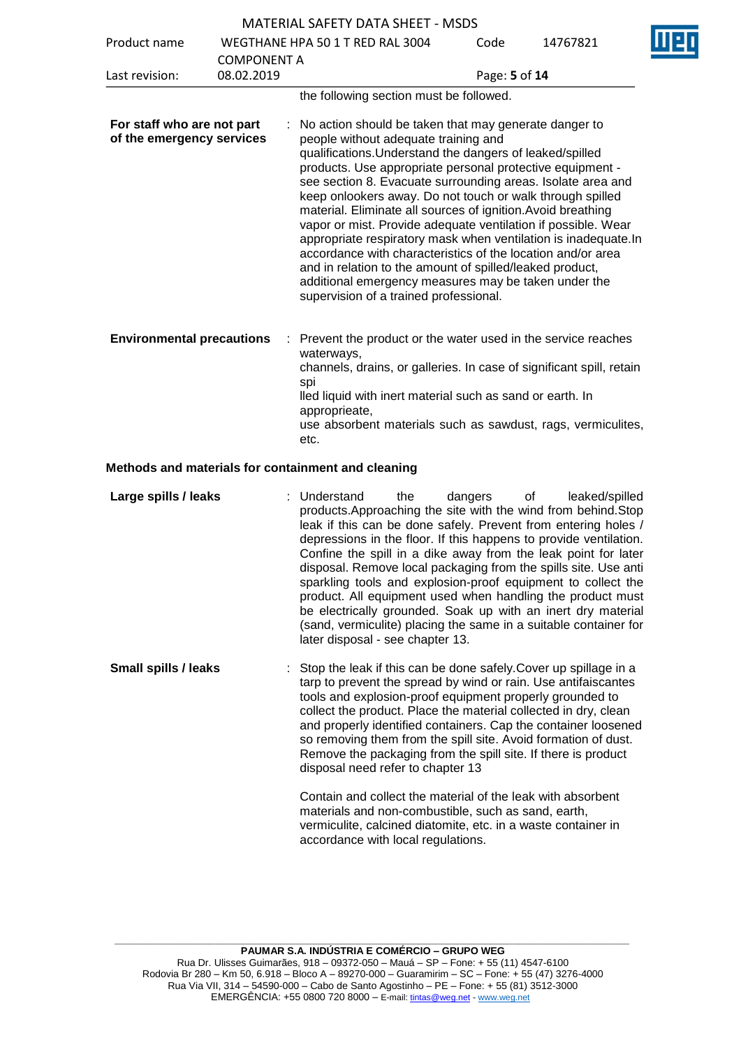the following section must be followed.

**For staff who are not part of the emergency services** : No action should be taken that may generate danger to people without adequate training and qualifications.Understand the dangers of leaked/spilled products. Use appropriate personal protective equipment - see section 8. Evacuate surrounding areas. Isolate area and keep onlookers away. Do not touch or walk through spilled material. Eliminate all sources of ignition.Avoid breathing vapor or mist. Provide adequate ventilation if possible. Wear appropriate respiratory mask when ventilation is inadequate.In accordance with characteristics of the location and/or area and in relation to the amount of spilled/leaked product, additional emergency measures may be taken under the supervision of a trained professional.

**Environmental precautions** : Prevent the product or the water used in the service reaches waterways,
channels, drains, or galleries. In case of significant spill, retain spi
lled liquid with inert material such as sand or earth. In appropprieate,
use absorbent materials such as sawdust, rags, vermiculites, etc.

**Methods and materials for containment and cleaning**

**Large spills / leaks** : Understand the dangers of leaked/spilled products.Approaching the site with the wind from behind.Stop leak if this can be done safely. Prevent from entering holes / depressions in the floor. If this happens to provide ventilation. Confine the spill in a dike away from the leak point for later disposal. Remove local packaging from the spills site. Use anti sparkling tools and explosion-proof equipment to collect the product. All equipment used when handling the product must be electrically grounded. Soak up with an inert dry material (sand, vermiculite) placing the same in a suitable container for later disposal - see chapter 13.

**Small spills / leaks** : Stop the leak if this can be done safely.Cover up spillage in a tarp to prevent the spread by wind or rain. Use antifaiscantes tools and explosion-proof equipment properly grounded to collect the product. Place the material collected in dry, clean and properly identified containers. Cap the container loosened so removing them from the spill site. Avoid formation of dust. Remove the packaging from the spill site. If there is product disposal need refer to chapter 13

Contain and collect the material of the leak with absorbent materials and non-combustible, such as sand, earth, vermiculite, calcined diatomite, etc. in a waste container in accordance with local regulations.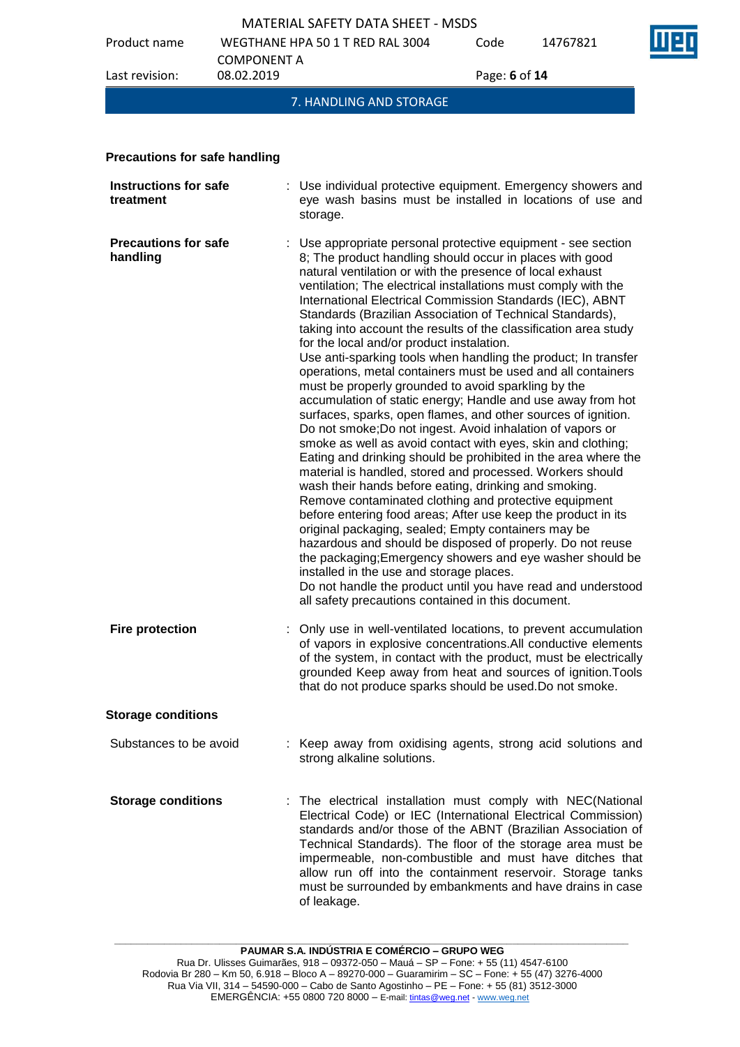## 7. HANDLING AND STORAGE

### Precautions for safe handling

**Instructions for safe treatment** : Use individual protective equipment. Emergency showers and eye wash basins must be installed in locations of use and storage.

**Precautions for safe handling** : Use appropriate personal protective equipment - see section 8; The product handling should occur in places with good natural ventilation or with the presence of local exhaust ventilation; The electrical installations must comply with the International Electrical Commission Standards (IEC), ABNT Standards (Brazilian Association of Technical Standards), taking into account the results of the classification area study for the local and/or product instalation.
Use anti-sparking tools when handling the product; In transfer operations, metal containers must be used and all containers must be properly grounded to avoid sparkling by the accumulation of static energy; Handle and use away from hot surfaces, sparks, open flames, and other sources of ignition. Do not smoke;Do not ingest. Avoid inhalation of vapors or smoke as well as avoid contact with eyes, skin and clothing; Eating and drinking should be prohibited in the area where the material is handled, stored and processed. Workers should wash their hands before eating, drinking and smoking. Remove contaminated clothing and protective equipment before entering food areas; After use keep the product in its original packaging, sealed; Empty containers may be hazardous and should be disposed of properly. Do not reuse the packaging;Emergency showers and eye washer should be installed in the use and storage places.
Do not handle the product until you have read and understood all safety precautions contained in this document.

**Fire protection** : Only use in well-ventilated locations, to prevent accumulation of vapors in explosive concentrations.All conductive elements of the system, in contact with the product, must be electrically grounded Keep away from heat and sources of ignition.Tools that do not produce sparks should be used.Do not smoke.

### Storage conditions

Substances to be avoid : Keep away from oxidising agents, strong acid solutions and strong alkaline solutions.

**Storage conditions** : The electrical installation must comply with NEC(National Electrical Code) or IEC (International Electrical Commission) standards and/or those of the ABNT (Brazilian Association of Technical Standards). The floor of the storage area must be impermeable, non-combustible and must have ditches that allow run off into the containment reservoir. Storage tanks must be surrounded by embankments and have drains in case of leakage.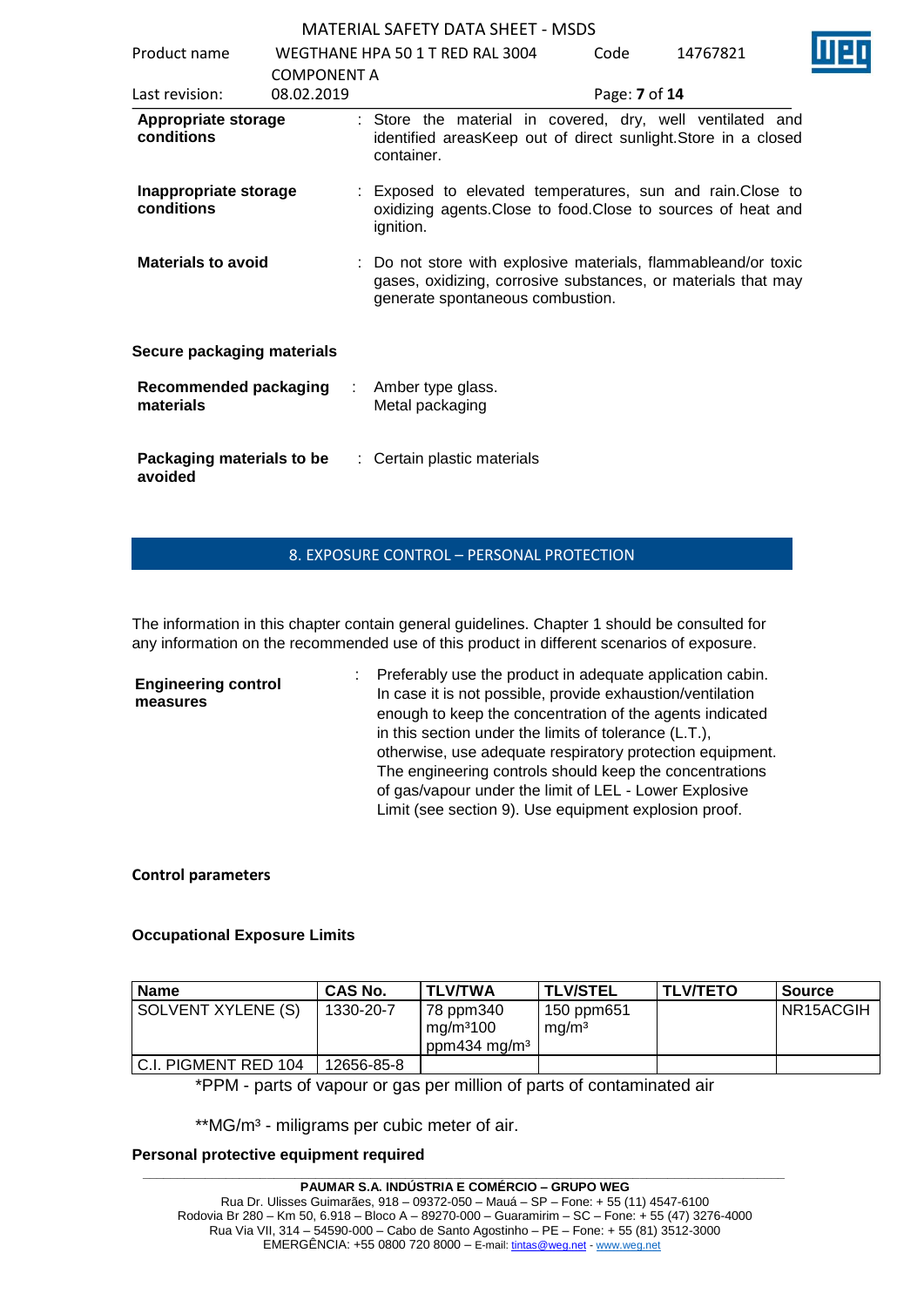**Appropriate storage conditions** : Store the material in covered, dry, well ventilated and identified areasKeep out of direct sunlight.Store in a closed container.

**Inappropriate storage conditions** : Exposed to elevated temperatures, sun and rain.Close to oxidizing agents.Close to food.Close to sources of heat and ignition.

**Materials to avoid** : Do not store with explosive materials, flammableand/or toxic gases, oxidizing, corrosive substances, or materials that may generate spontaneous combustion.

**Secure packaging materials**

**Recommended packaging materials** : Amber type glass.
Metal packaging

**Packaging materials to be avoided** : Certain plastic materials

## 8. EXPOSURE CONTROL – PERSONAL PROTECTION

The information in this chapter contain general guidelines. Chapter 1 should be consulted for any information on the recommended use of this product in different scenarios of exposure.

**Engineering control measures** : Preferably use the product in adequate application cabin. In case it is not possible, provide exhaustion/ventilation enough to keep the concentration of the agents indicated in this section under the limits of tolerance (L.T.), otherwise, use adequate respiratory protection equipment. The engineering controls should keep the concentrations of gas/vapour under the limit of LEL - Lower Explosive Limit (see section 9). Use equipment explosion proof.

**Control parameters**

**Occupational Exposure Limits**

| Name | CAS No. | TLV/TWA | TLV/STEL | TLV/TETO | Source |
|---|---|---|---|---|---|
| SOLVENT XYLENE (S) | 1330-20-7 | 78 ppm340 mg/m³100 ppm434 mg/m³ | 150 ppm651 mg/m³ | | NR15ACGIH |
| C.I. PIGMENT RED 104 | 12656-85-8 | | | | |

*PPM - parts of vapour or gas per million of parts of contaminated air

**MG/m³ - miligrams per cubic meter of air.

**Personal protective equipment required**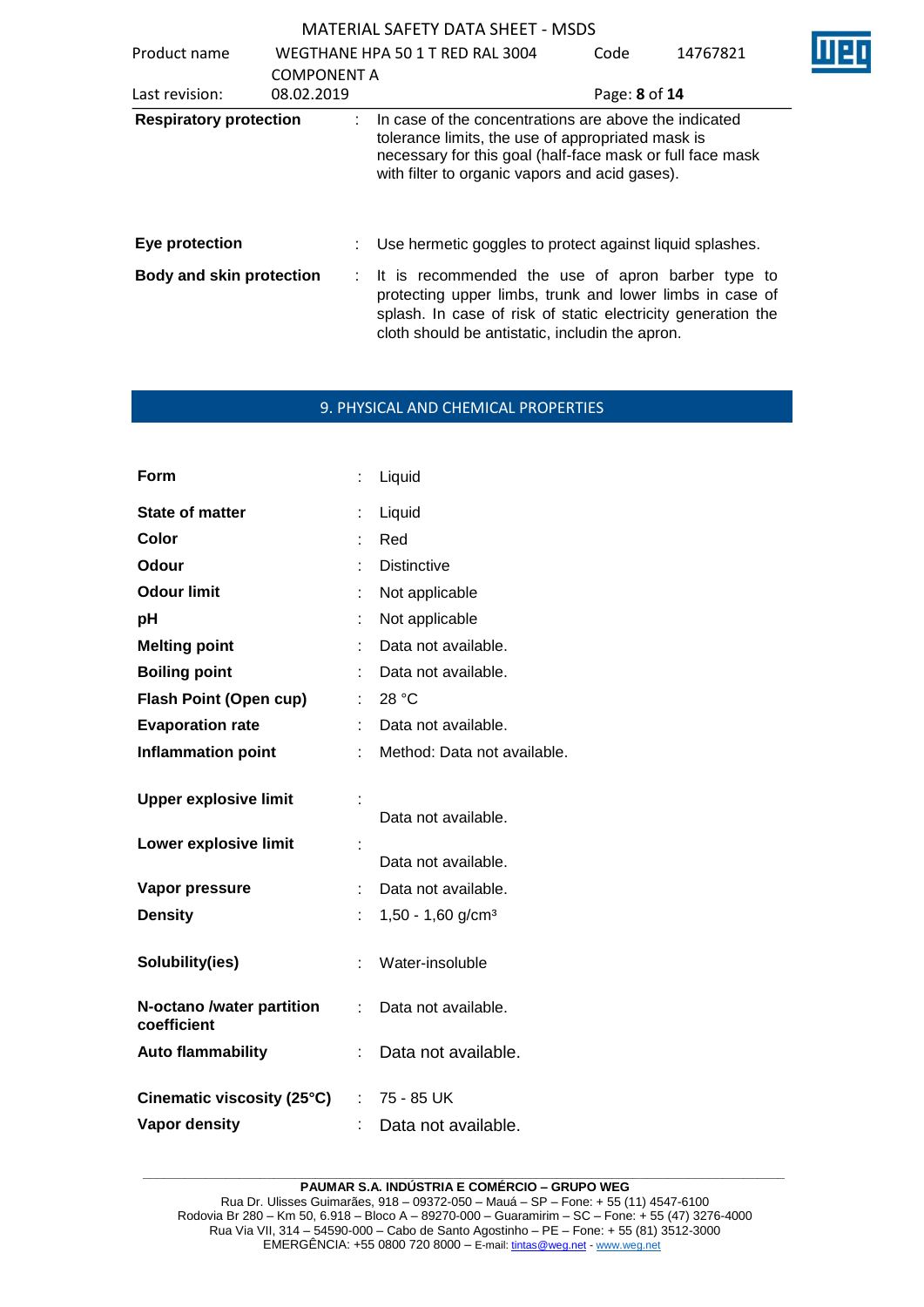| | | |
|---|---|---|
| **Respiratory protection** | : | In case of the concentrations are above the indicated tolerance limits, the use of appropriated mask is necessary for this goal (half-face mask or full face mask with filter to organic vapors and acid gases). |
| **Eye protection** | : | Use hermetic goggles to protect against liquid splashes. |
| **Body and skin protection** | : | It is recommended the use of apron barber type to protecting upper limbs, trunk and lower limbs in case of splash. In case of risk of static electricity generation the cloth should be antistatic, includin the apron. |

## 9. PHYSICAL AND CHEMICAL PROPERTIES

| | | |
|---|---|---|
| **Form** | : | Liquid |
| **State of matter** | : | Liquid |
| **Color** | : | Red |
| **Odour** | : | Distinctive |
| **Odour limit** | : | Not applicable |
| **pH** | : | Not applicable |
| **Melting point** | : | Data not available. |
| **Boiling point** | : | Data not available. |
| **Flash Point (Open cup)** | : | 28 °C |
| **Evaporation rate** | : | Data not available. |
| **Inflammation point** | : | Method: Data not available. |
| **Upper explosive limit** | : | Data not available. |
| **Lower explosive limit** | : | Data not available. |
| **Vapor pressure** | : | Data not available. |
| **Density** | : | 1,50 - 1,60 g/cm³ |
| **Solubility(ies)** | : | Water-insoluble |
| **N-octano /water partition coefficient** | : | Data not available. |
| **Auto flammability** | : | Data not available. |
| **Cinematic viscosity (25°C)** | : | 75 - 85 UK |
| **Vapor density** | : | Data not available. |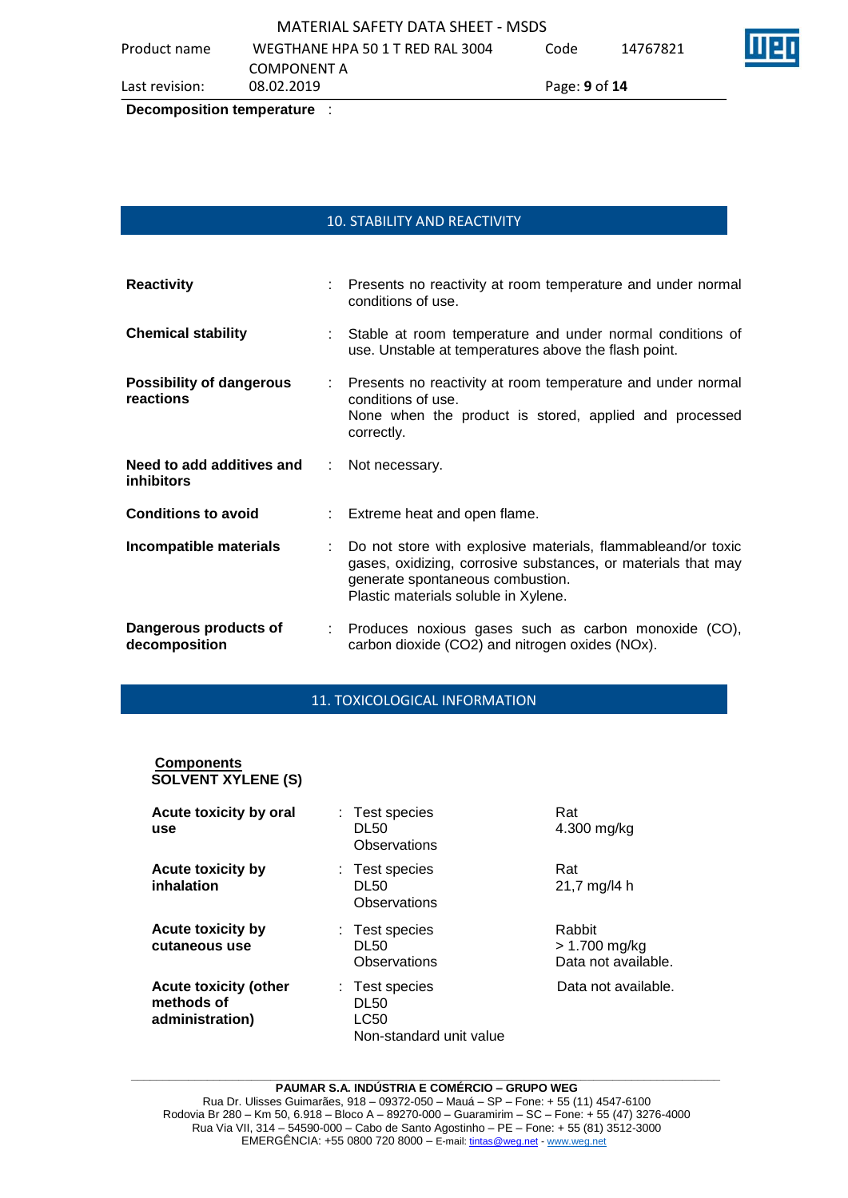**Decomposition temperature** :

## 10. STABILITY AND REACTIVITY

| | | |
|---|---|---|
| **Reactivity** | : | Presents no reactivity at room temperature and under normal conditions of use. |
| **Chemical stability** | : | Stable at room temperature and under normal conditions of use. Unstable at temperatures above the flash point. |
| **Possibility of dangerous reactions** | : | Presents no reactivity at room temperature and under normal conditions of use. None when the product is stored, applied and processed correctly. |
| **Need to add additives and inhibitors** | : | Not necessary. |
| **Conditions to avoid** | : | Extreme heat and open flame. |
| **Incompatible materials** | : | Do not store with explosive materials, flammableand/or toxic gases, oxidizing, corrosive substances, or materials that may generate spontaneous combustion. Plastic materials soluble in Xylene. |
| **Dangerous products of decomposition** | : | Produces noxious gases such as carbon monoxide (CO), carbon dioxide ($CO_2$) and nitrogen oxides ($NO_x$). |

## 11. TOXICOLOGICAL INFORMATION

**Components**
**SOLVENT XYLENE (S)**

| | | | |
|---|---|---|---|
| **Acute toxicity by oral use** | : | Test species<br>DL50<br>Observations | Rat<br>4.300 mg/kg |
| **Acute toxicity by inhalation** | : | Test species<br>DL50<br>Observations | Rat<br>21,7 mg/l4 h |
| **Acute toxicity by cutaneous use** | : | Test species<br>DL50<br>Observations | Rabbit<br>> 1.700 mg/kg<br>Data not available. |
| **Acute toxicity (other methods of administration)** | : | Test species<br>DL50<br>LC50<br>Non-standard unit value | Data not available. |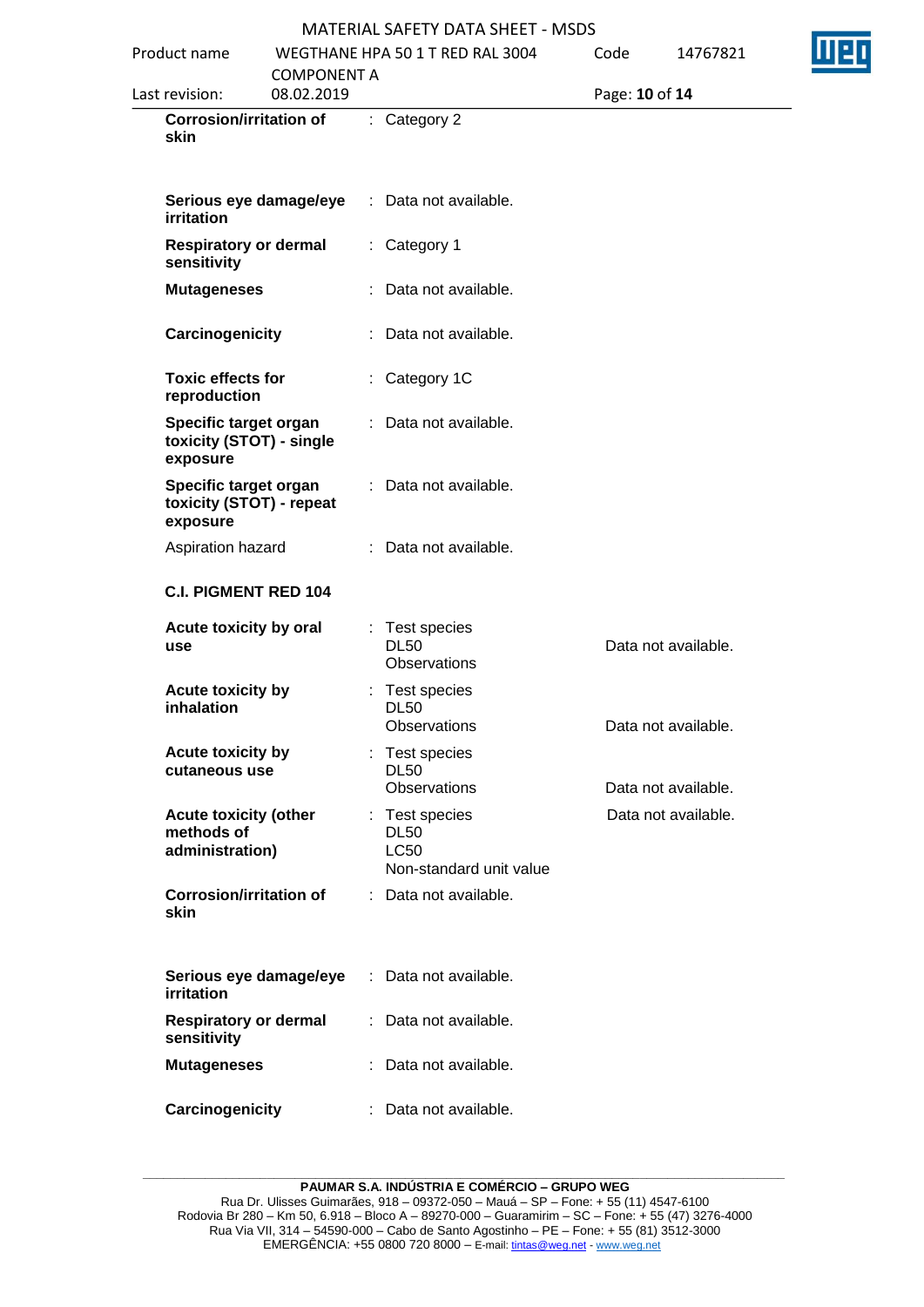| | | | |
|---|---|---|---|
| **Corrosion/irritation of skin** | : | Category 2 | |
| **Serious eye damage/eye irritation** | : | Data not available. | |
| **Respiratory or dermal sensitivity** | : | Category 1 | |
| **Mutageneses** | : | Data not available. | |
| **Carcinogenicity** | : | Data not available. | |
| **Toxic effects for reproduction** | : | Category 1C | |
| **Specific target organ toxicity (STOT) - single exposure** | : | Data not available. | |
| **Specific target organ toxicity (STOT) - repeat exposure** | : | Data not available. | |
| Aspiration hazard | : | Data not available. | |

**C.I. PIGMENT RED 104**

| | | | |
|---|---|---|---|
| **Acute toxicity by oral use** | : | Test species<br>DL50<br>Observations | Data not available. |
| **Acute toxicity by inhalation** | : | Test species<br>DL50<br>Observations | Data not available. |
| **Acute toxicity by cutaneous use** | : | Test species<br>DL50<br>Observations | Data not available. |
| **Acute toxicity (other methods of administration)** | : | Test species<br>DL50<br>LC50<br>Non-standard unit value | Data not available. |
| **Corrosion/irritation of skin** | : | Data not available. | |
| **Serious eye damage/eye irritation** | : | Data not available. | |
| **Respiratory or dermal sensitivity** | : | Data not available. | |
| **Mutageneses** | : | Data not available. | |
| **Carcinogenicity** | : | Data not available. | |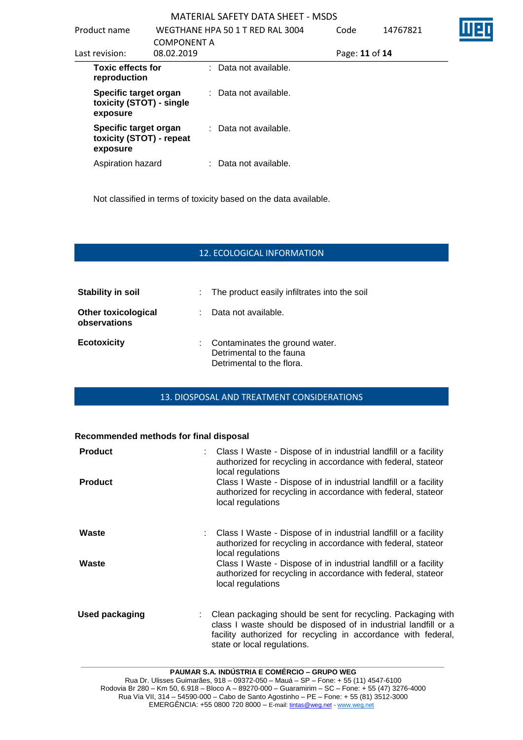| | |
|---|---|
| **Toxic effects for reproduction** | : Data not available. |
| **Specific target organ toxicity (STOT) - single exposure** | : Data not available. |
| **Specific target organ toxicity (STOT) - repeat exposure** | : Data not available. |
| Aspiration hazard | : Data not available. |

Not classified in terms of toxicity based on the data available.

## 12. ECOLOGICAL INFORMATION

| | |
|---|---|
| **Stability in soil** | : The product easily infiltrates into the soil |
| **Other toxicological observations** | : Data not available. |
| **Ecotoxicity** | : Contaminates the ground water.<br>Detrimental to the fauna<br>Detrimental to the flora. |

## 13. DIOSPOSAL AND TREATMENT CONSIDERATIONS

**Recommended methods for final disposal**

| | |
|---|---|
| **Product** | : Class I Waste - Dispose of in industrial landfill or a facility authorized for recycling in accordance with federal, stateor local regulations |
| **Product** | Class I Waste - Dispose of in industrial landfill or a facility authorized for recycling in accordance with federal, stateor local regulations |
| **Waste** | : Class I Waste - Dispose of in industrial landfill or a facility authorized for recycling in accordance with federal, stateor local regulations |
| **Waste** | Class I Waste - Dispose of in industrial landfill or a facility authorized for recycling in accordance with federal, stateor local regulations |
| **Used packaging** | : Clean packaging should be sent for recycling. Packaging with class I waste should be disposed of in industrial landfill or a facility authorized for recycling in accordance with federal, state or local regulations. |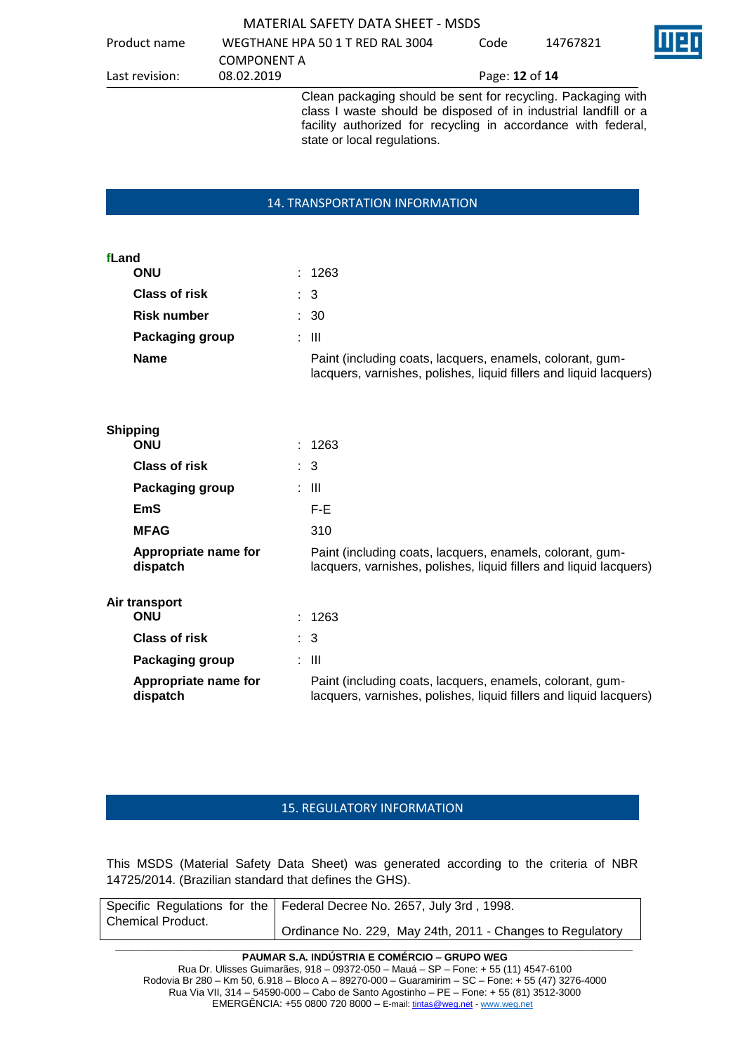Clean packaging should be sent for recycling. Packaging with class I waste should be disposed of in industrial landfill or a facility authorized for recycling in accordance with federal, state or local regulations.

## 14. TRANSPORTATION INFORMATION

**fLand**

| | |
|---|---|
| **ONU** | : 1263 |
| **Class of risk** | : 3 |
| **Risk number** | : 30 |
| **Packaging group** | : III |
| **Name** | Paint (including coats, lacquers, enamels, colorant, gum-lacquers, varnishes, polishes, liquid fillers and liquid lacquers) |

**Shipping**

| | |
|---|---|
| **ONU** | : 1263 |
| **Class of risk** | : 3 |
| **Packaging group** | : III |
| **EmS** | F-E |
| **MFAG** | 310 |
| **Appropriate name for dispatch** | Paint (including coats, lacquers, enamels, colorant, gum-lacquers, varnishes, polishes, liquid fillers and liquid lacquers) |

**Air transport**

| | |
|---|---|
| **ONU** | : 1263 |
| **Class of risk** | : 3 |
| **Packaging group** | : III |
| **Appropriate name for dispatch** | Paint (including coats, lacquers, enamels, colorant, gum-lacquers, varnishes, polishes, liquid fillers and liquid lacquers) |

## 15. REGULATORY INFORMATION

This MSDS (Material Safety Data Sheet) was generated according to the criteria of NBR 14725/2014. (Brazilian standard that defines the GHS).

| Specific Regulations for the Chemical Product. | Federal Decree No. 2657, July 3rd , 1998. |
|---|---|
| | Ordinance No. 229, May 24th, 2011 - Changes to Regulatory |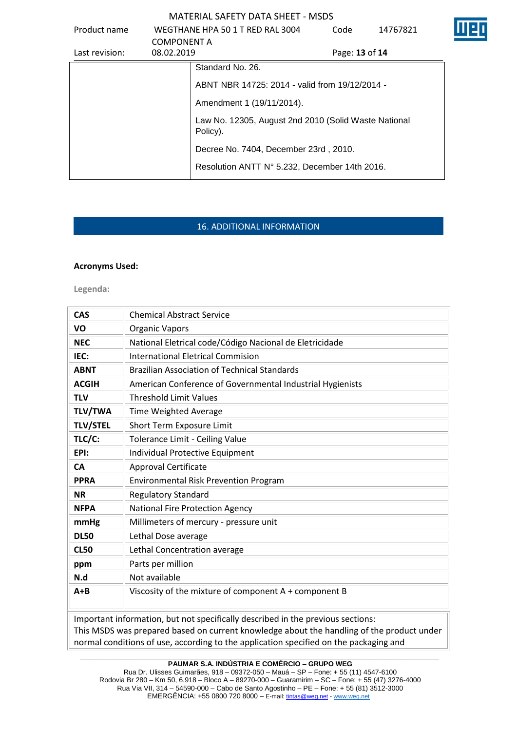| | Standard No. 26.<br>ABNT NBR 14725: 2014 - valid from 19/12/2014 -<br>Amendment 1 (19/11/2014).<br>Law No. 12305, August 2nd 2010 (Solid Waste National Policy).<br>Decree No. 7404, December 23rd , 2010.<br>Resolution ANTT N° 5.232, December 14th 2016. |
|---|---|

## 16. ADDITIONAL INFORMATION

**Acronyms Used:**

Legenda:

| | |
|---|---|
| **CAS** | Chemical Abstract Service |
| **VO** | Organic Vapors |
| **NEC** | National Eletrical code/Código Nacional de Eletricidade |
| **IEC:** | International Eletrical Commision |
| **ABNT** | Brazilian Association of Technical Standards |
| **ACGIH** | American Conference of Governmental Industrial Hygienists |
| **TLV** | Threshold Limit Values |
| **TLV/TWA** | Time Weighted Average |
| **TLV/STEL** | Short Term Exposure Limit |
| **TLC/C:** | Tolerance Limit - Ceiling Value |
| **EPI:** | Individual Protective Equipment |
| **CA** | Approval Certificate |
| **PPRA** | Environmental Risk Prevention Program |
| **NR** | Regulatory Standard |
| **NFPA** | National Fire Protection Agency |
| **mmHg** | Millimeters of mercury - pressure unit |
| **DL50** | Lethal Dose average |
| **CL50** | Lethal Concentration average |
| **ppm** | Parts per million |
| **N.d** | Not available |
| **A+B** | Viscosity of the mixture of component A + component B |

Important information, but not specifically described in the previous sections:
This MSDS was prepared based on current knowledge about the handling of the product under normal conditions of use, according to the application specified on the packaging and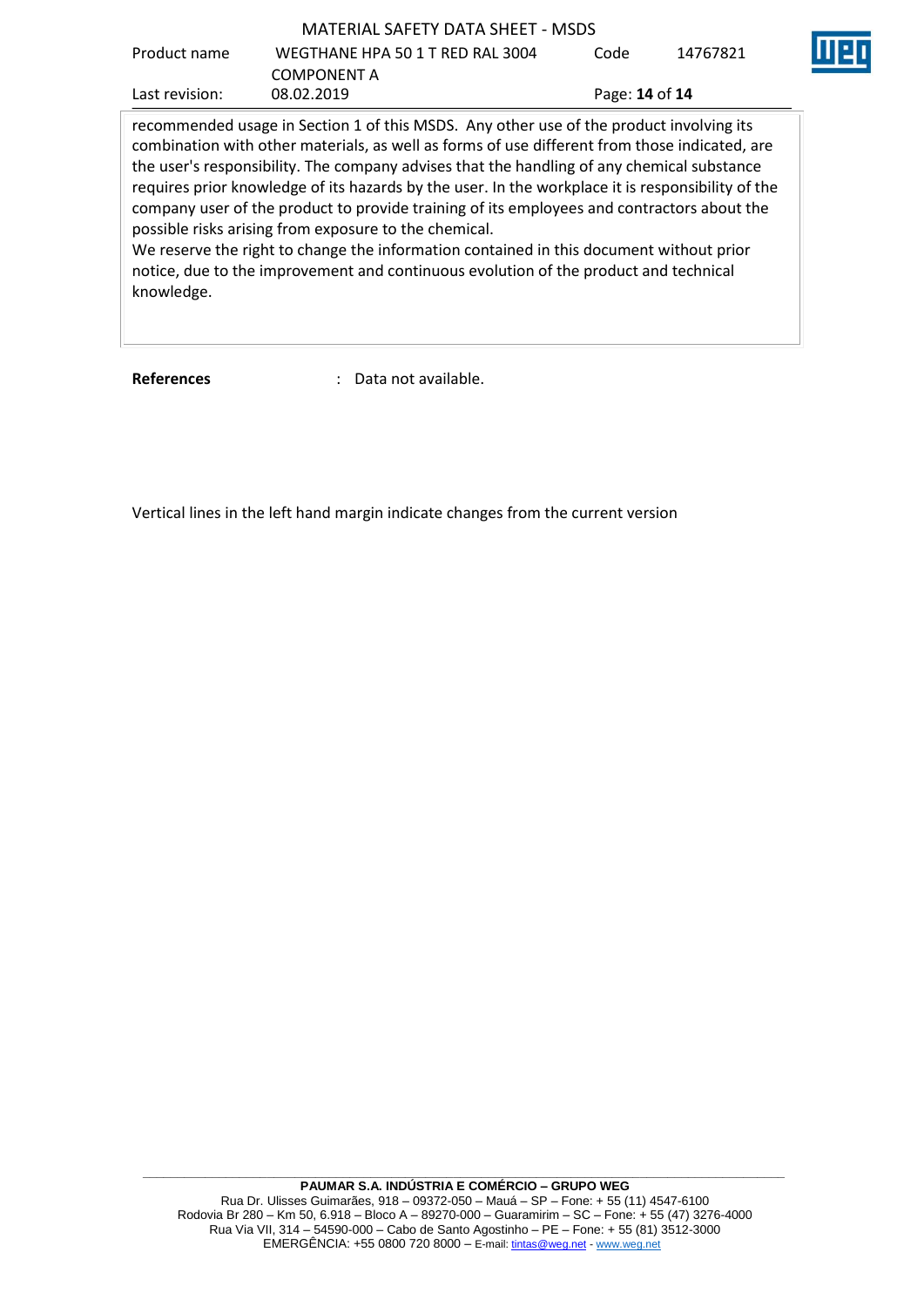recommended usage in Section 1 of this MSDS. Any other use of the product involving its combination with other materials, as well as forms of use different from those indicated, are the user's responsibility. The company advises that the handling of any chemical substance requires prior knowledge of its hazards by the user. In the workplace it is responsibility of the company user of the product to provide training of its employees and contractors about the possible risks arising from exposure to the chemical.
We reserve the right to change the information contained in this document without prior notice, due to the improvement and continuous evolution of the product and technical knowledge.

**References** : Data not available.

Vertical lines in the left hand margin indicate changes from the current version